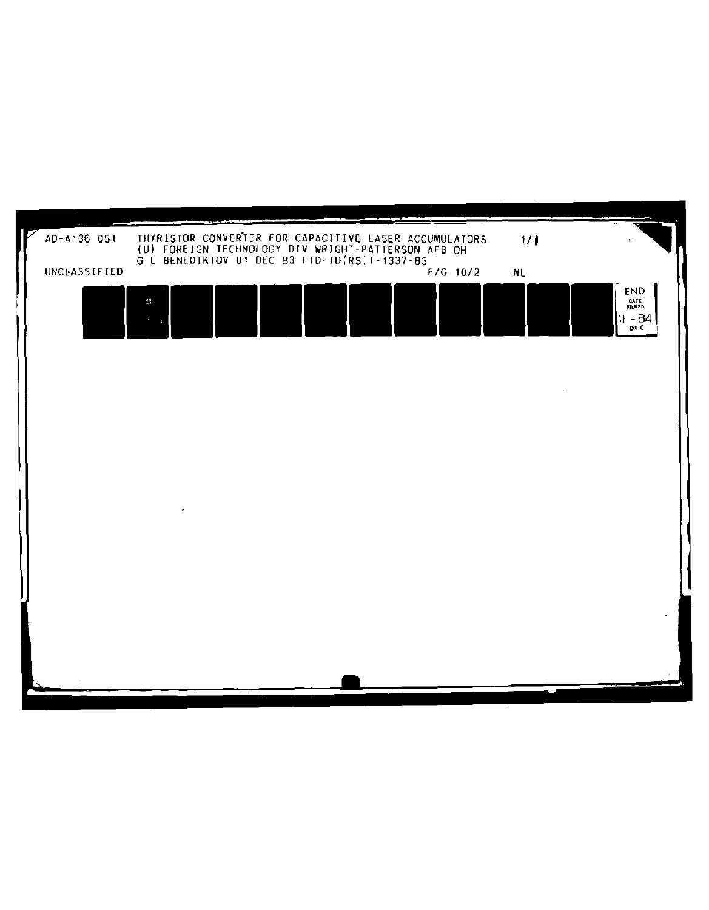AD-A136 051 THYRISTOR CONVERTER FOR CAPACITIVE LASER ACCUMULATORS 1/1
(U) FOREIGN TECHNOLOGY DIV WRIGHT-PATTERSON AFB OH
G L BENEDIKTOV 01 DEC 83 FTD-ID(RS)T-1337-83

UNCLASSIFIED F/G 10/2 NL

END
DATE FILMED
1 - 84
DTIC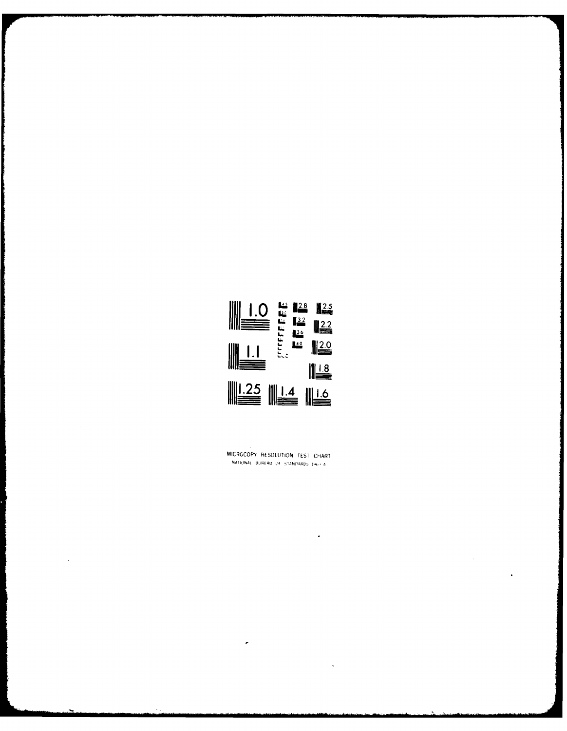MICROCOPY RESOLUTION TEST CHART

NATIONAL BUREAU OF STANDARDS 1963 A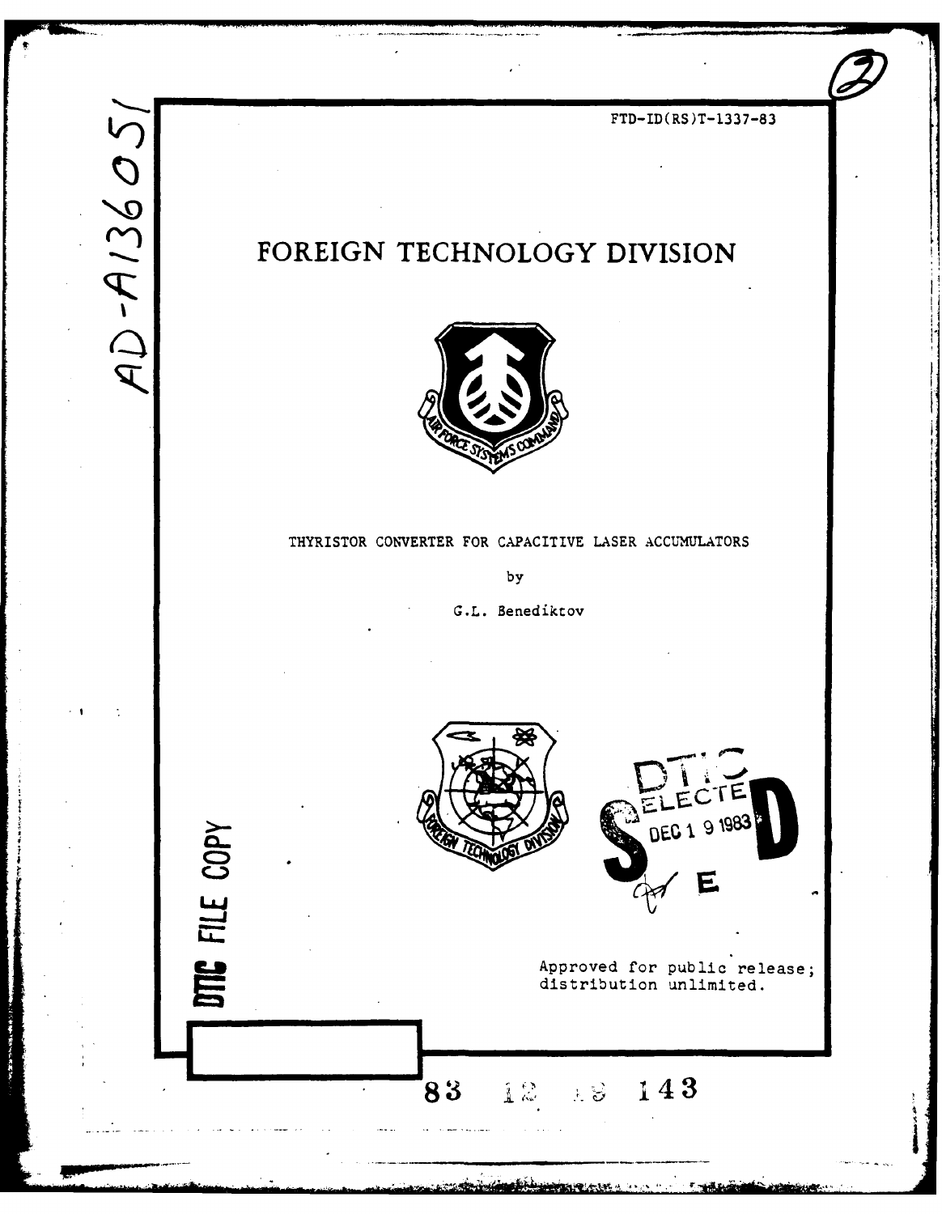AD-A136051

FTD-ID(RS)T-1337-83

# FOREIGN TECHNOLOGY DIVISION

THYRISTOR CONVERTER FOR CAPACITIVE LASER ACCUMULATORS

by

G.L. Benediktov

DTIC
ELECTE
DEC 1 9 1983
S E D

DTIC FILE COPY

Approved for public release;
distribution unlimited.

83 12 19 143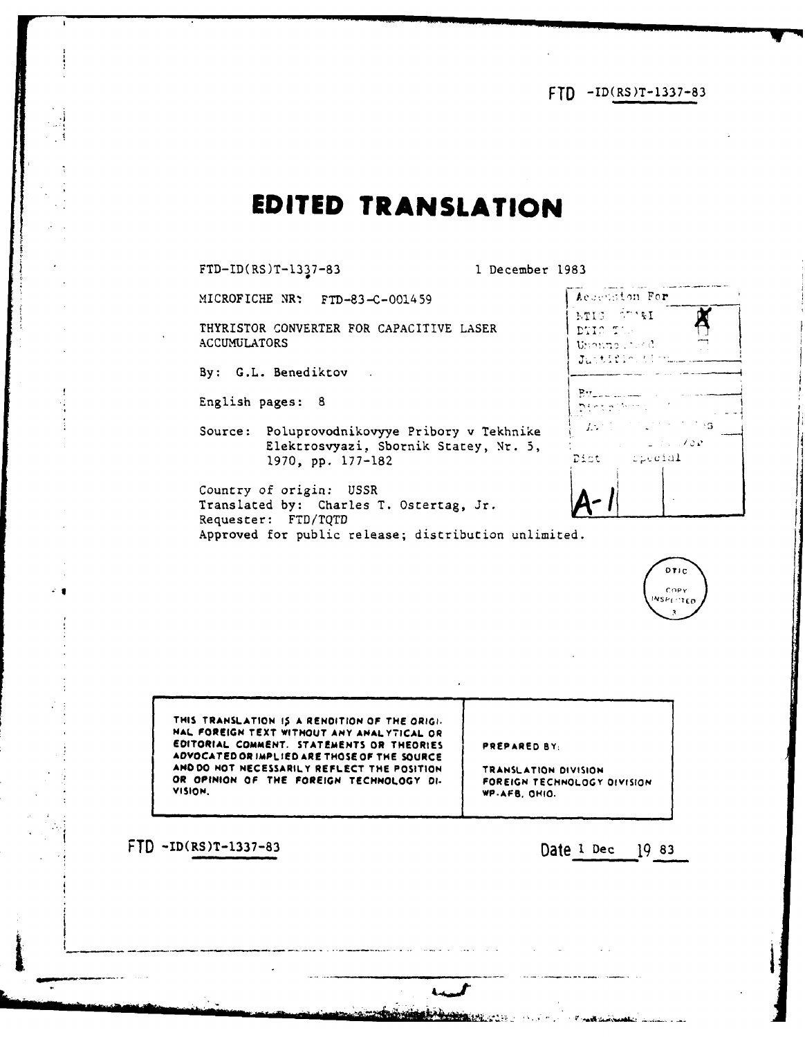FTD -ID(RS)T-1337-83

# EDITED TRANSLATION

FTD-ID(RS)T-1337-83 1 December 1983

MICROFICHE NR: FTD-83-C-001459

THYRISTOR CONVERTER FOR CAPACITIVE LASER ACCUMULATORS

By: G.L. Benediktov

English pages: 8

Source: Poluprovodnikovyye Pribory v Tekhnike Elektrosvyazi, Sbornik Statey, Nr. 5, 1970, pp. 177-182

Country of origin: USSR

Translated by: Charles T. Ostertag, Jr.

Requester: FTD/TQTD

Approved for public release; distribution unlimited.

| THIS TRANSLATION IS A RENDITION OF THE ORIGINAL FOREIGN TEXT WITHOUT ANY ANALYTICAL OR EDITORIAL COMMENT. STATEMENTS OR THEORIES ADVOCATED OR IMPLIED ARE THOSE OF THE SOURCE AND DO NOT NECESSARILY REFLECT THE POSITION OR OPINION OF THE FOREIGN TECHNOLOGY DIVISION. | PREPARED BY: TRANSLATION DIVISION FOREIGN TECHNOLOGY DIVISION WP-AFB, OHIO. |
|---|---|

FTD -ID(RS)T-1337-83 Date 1 Dec 19 83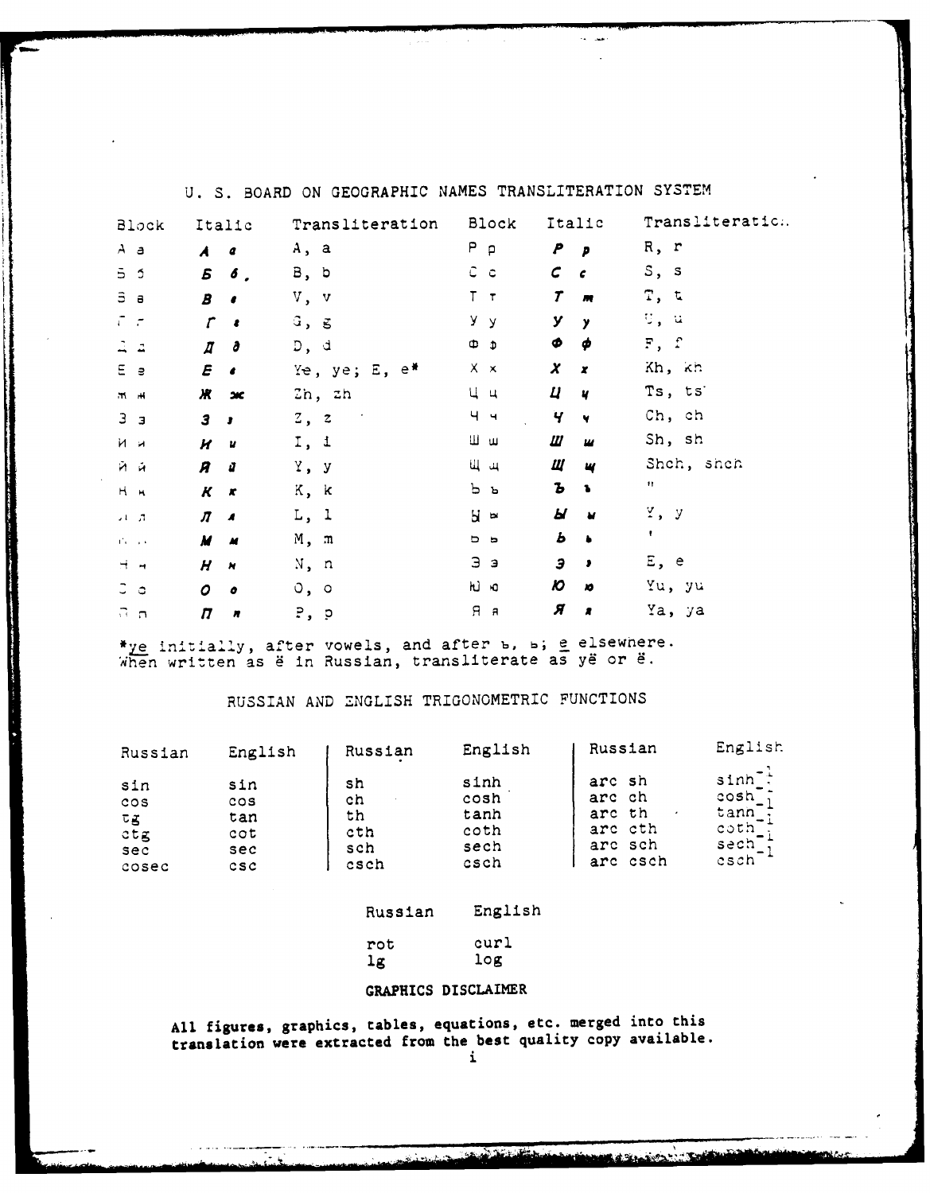## U. S. BOARD ON GEOGRAPHIC NAMES TRANSLITERATION SYSTEM

| Block | Italic | Transliteration | Block | Italic | Transliteration |
|---|---|---|---|---|---|
| А а | *А а* | A, a | Р р | *Р р* | R, r |
| Б б | *Б б* | B, b | С с | *С с* | S, s |
| В в | *В в* | V, v | Т т | *Т т* | T, t |
| Г г | *Г г* | G, g | У у | *У у* | U, u |
| Д д | *Д д* | D, d | Ф ф | *Ф ф* | F, f |
| Е е | *Е е* | Ye, ye; E, e* | Х х | *Х х* | Kh, kh |
| Ж ж | *Ж ж* | Zh, zh | Ц ц | *Ц ц* | Ts, ts |
| З з | *З з* | Z, z | Ч ч | *Ч ч* | Ch, ch |
| И и | *И и* | I, i | Ш ш | *Ш ш* | Sh, sh |
| Й й | *Й й* | Y, y | Щ щ | *Щ щ* | Shch, shch |
| К к | *К к* | K, k | Ъ ъ | *Ъ ъ* | " |
| Л л | *Л л* | L, l | Ы ы | *Ы ы* | Y, y |
| М м | *М м* | M, m | Ь ь | *Ь ь* | ' |
| Н н | *Н н* | N, n | Э э | *Э э* | E, e |
| О о | *О о* | O, o | Ю ю | *Ю ю* | Yu, yu |
| П п | *П п* | P, p | Я я | *Я я* | Ya, ya |

*ye initially, after vowels, and after ъ, ь; e elsewhere. When written as ё in Russian, transliterate as yё or ё.

## RUSSIAN AND ENGLISH TRIGONOMETRIC FUNCTIONS

| Russian | English | Russian | English | Russian | English |
|---|---|---|---|---|---|
| sin | sin | sh | sinh | arc sh | $\sinh^{-1}$ |
| cos | cos | ch | cosh | arc ch | $\cosh^{-1}$ |
| tg | tan | th | tanh | arc th | $\tanh^{-1}$ |
| ctg | cot | cth | coth | arc cth | $\coth^{-1}$ |
| sec | sec | sch | sech | arc sch | $\text{sech}^{-1}$ |
| cosec | csc | csch | csch | arc csch | $\text{csch}^{-1}$ |

| Russian | English |
|---|---|
| rot | curl |
| lg | log |

**GRAPHICS DISCLAIMER**

**All figures, graphics, tables, equations, etc. merged into this translation were extracted from the best quality copy available.**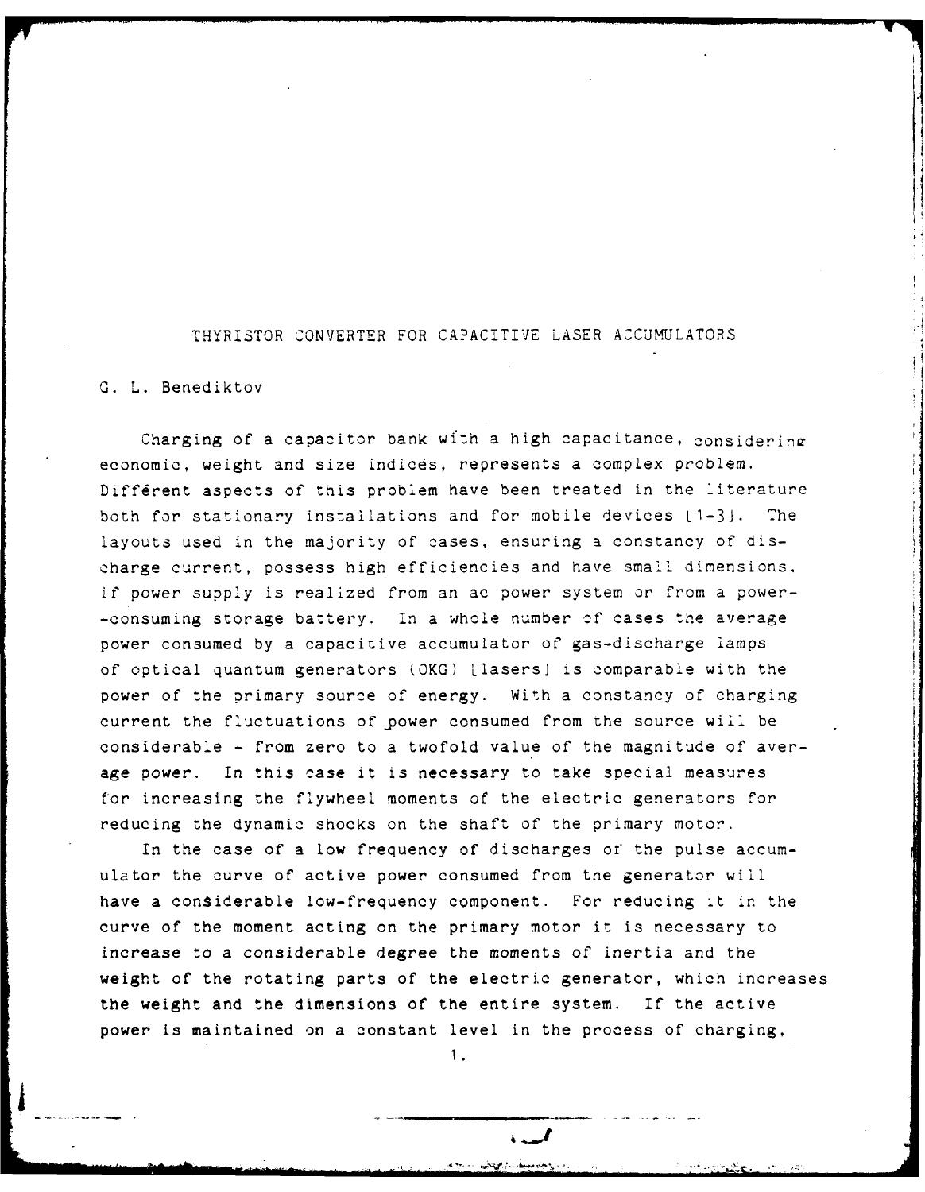# THYRISTOR CONVERTER FOR CAPACITIVE LASER ACCUMULATORS

G. L. Benediktov

Charging of a capacitor bank with a high capacitance, considering economic, weight and size indices, represents a complex problem. Different aspects of this problem have been treated in the literature both for stationary installations and for mobile devices [1-3]. The layouts used in the majority of cases, ensuring a constancy of discharge current, possess high efficiencies and have small dimensions, if power supply is realized from an ac power system or from a power-consuming storage battery. In a whole number of cases the average power consumed by a capacitive accumulator of gas-discharge lamps of optical quantum generators (OKG) [lasers] is comparable with the power of the primary source of energy. With a constancy of charging current the fluctuations of power consumed from the source will be considerable - from zero to a twofold value of the magnitude of average power. In this case it is necessary to take special measures for increasing the flywheel moments of the electric generators for reducing the dynamic shocks on the shaft of the primary motor.

In the case of a low frequency of discharges of the pulse accumulator the curve of active power consumed from the generator will have a considerable low-frequency component. For reducing it in the curve of the moment acting on the primary motor it is necessary to increase to a considerable degree the moments of inertia and the weight of the rotating parts of the electric generator, which increases the weight and the dimensions of the entire system. If the active power is maintained on a constant level in the process of charging,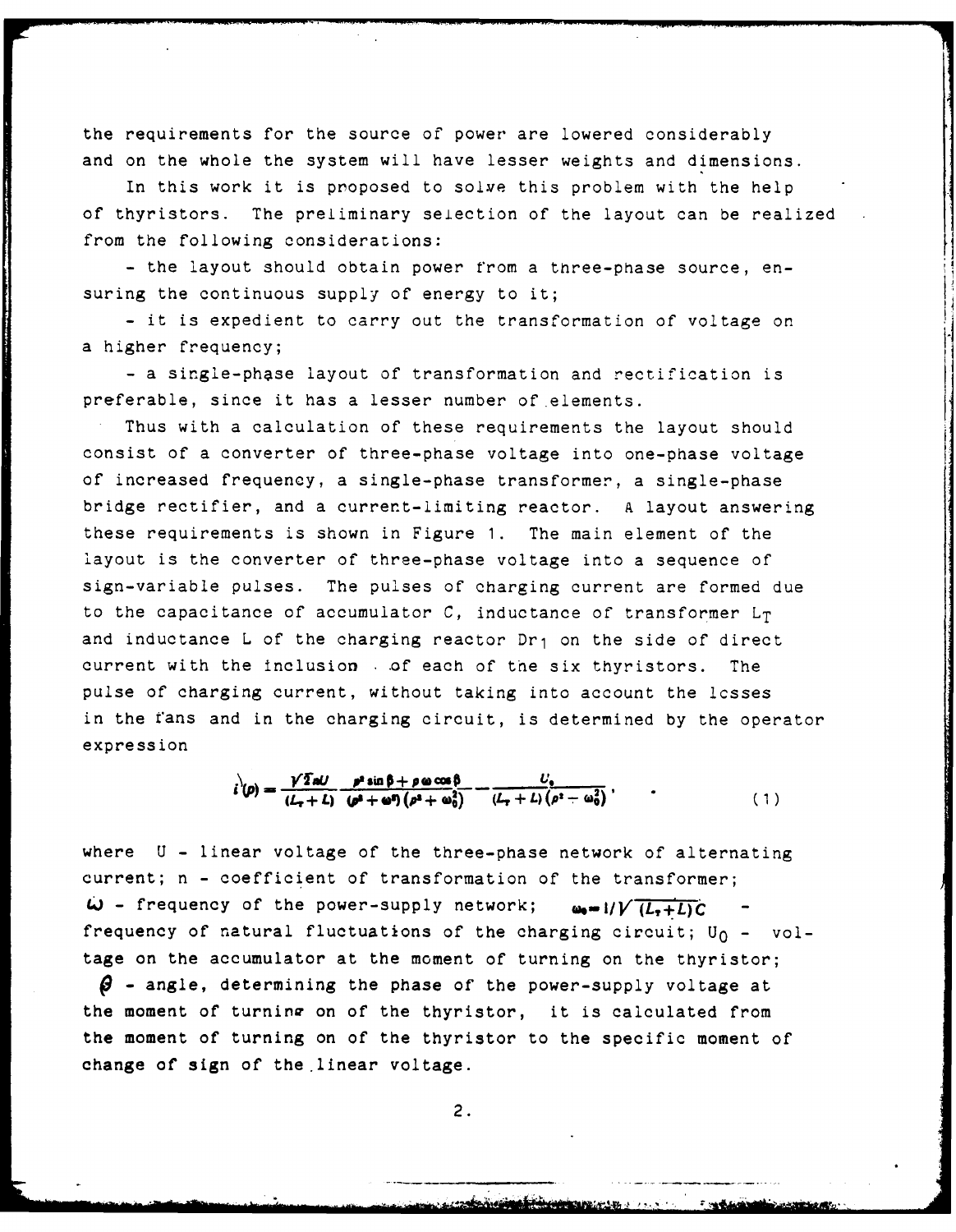the requirements for the source of power are lowered considerably and on the whole the system will have lesser weights and dimensions.

In this work it is proposed to solve this problem with the help of thyristors. The preliminary selection of the layout can be realized from the following considerations:

- the layout should obtain power from a three-phase source, ensuring the continuous supply of energy to it;
- it is expedient to carry out the transformation of voltage on a higher frequency;
- a single-phase layout of transformation and rectification is preferable, since it has a lesser number of elements.

Thus with a calculation of these requirements the layout should consist of a converter of three-phase voltage into one-phase voltage of increased frequency, a single-phase transformer, a single-phase bridge rectifier, and a current-limiting reactor. A layout answering these requirements is shown in Figure 1. The main element of the layout is the converter of three-phase voltage into a sequence of sign-variable pulses. The pulses of charging current are formed due to the capacitance of accumulator C, inductance of transformer $L_T$ and inductance L of the charging reactor $Dr_1$ on the side of direct current with the inclusion of each of the six thyristors. The pulse of charging current, without taking into account the losses in the fans and in the charging circuit, is determined by the operator expression

$$i(p) = \frac{\sqrt{2}nU}{(L_T + L)} \frac{p^2 \sin\beta + p\omega\cos\beta}{(p^2 + \omega^2)(p^2 + \omega_0^2)} - \frac{U_0}{(L_T + L)(p^2 - \omega_0^2)}, \qquad (1)$$

where U - linear voltage of the three-phase network of alternating current; n - coefficient of transformation of the transformer; $\omega$ - frequency of the power-supply network; $\omega_0 = 1/\sqrt{(L_T + L)C}$ - frequency of natural fluctuations of the charging circuit; $U_0$ - voltage on the accumulator at the moment of turning on the thyristor; $\beta$ - angle, determining the phase of the power-supply voltage at the moment of turning on of the thyristor, it is calculated from the moment of turning on of the thyristor to the specific moment of change of sign of the linear voltage.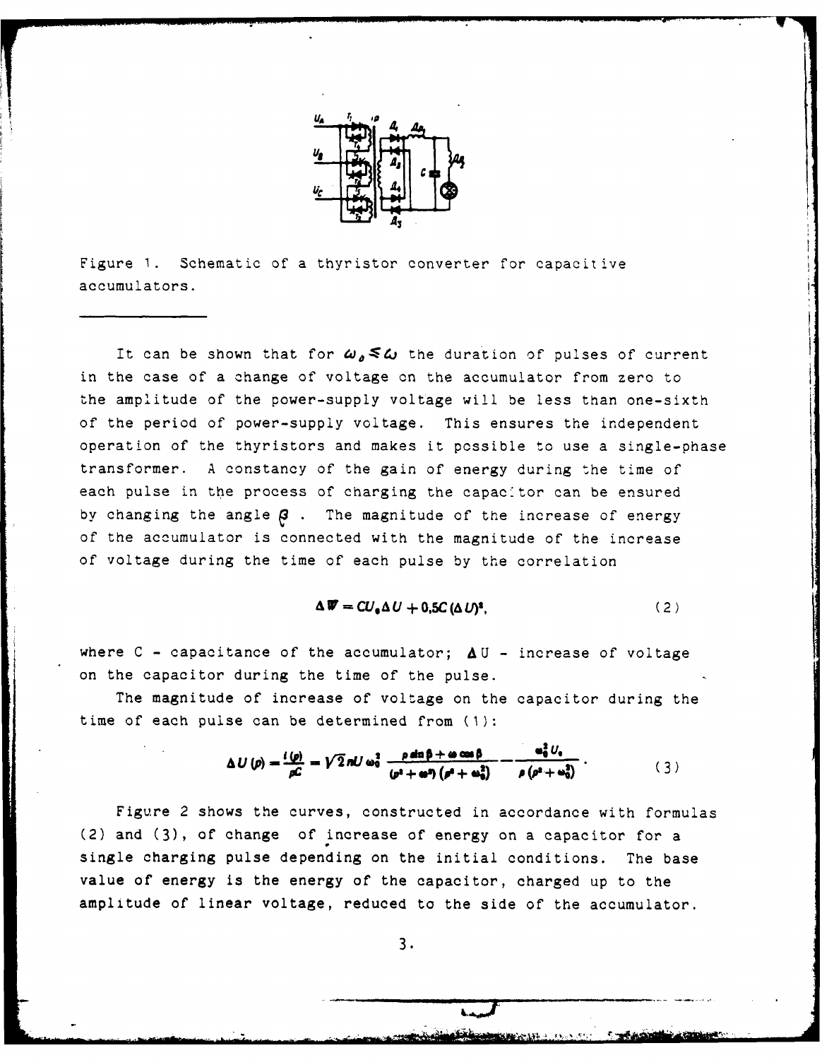Figure 1. Schematic of a thyristor converter for capacitive accumulators.

---

It can be shown that for $\omega_0 \leq \omega$ the duration of pulses of current in the case of a change of voltage on the accumulator from zero to the amplitude of the power-supply voltage will be less than one-sixth of the period of power-supply voltage. This ensures the independent operation of the thyristors and makes it possible to use a single-phase transformer. A constancy of the gain of energy during the time of each pulse in the process of charging the capacitor can be ensured by changing the angle $\beta$. The magnitude of the increase of energy of the accumulator is connected with the magnitude of the increase of voltage during the time of each pulse by the correlation

$$\Delta W = CU_0 \Delta U + 0{,}5C(\Delta U)^2, \tag{2}$$

where C - capacitance of the accumulator; $\Delta U$ - increase of voltage on the capacitor during the time of the pulse.

The magnitude of increase of voltage on the capacitor during the time of each pulse can be determined from (1):

$$\Delta U(p) = \frac{i(p)}{pC} = \sqrt{2} nU \omega_0^2 \frac{p \sin \beta + \omega \cos \beta}{(p^2 + \omega^2)(p^2 + \omega_0^2)} - \frac{\omega_0^2 U_0}{p(p^2 + \omega_0^2)}. \tag{3}$$

Figure 2 shows the curves, constructed in accordance with formulas (2) and (3), of change of increase of energy on a capacitor for a single charging pulse depending on the initial conditions. The base value of energy is the energy of the capacitor, charged up to the amplitude of linear voltage, reduced to the side of the accumulator.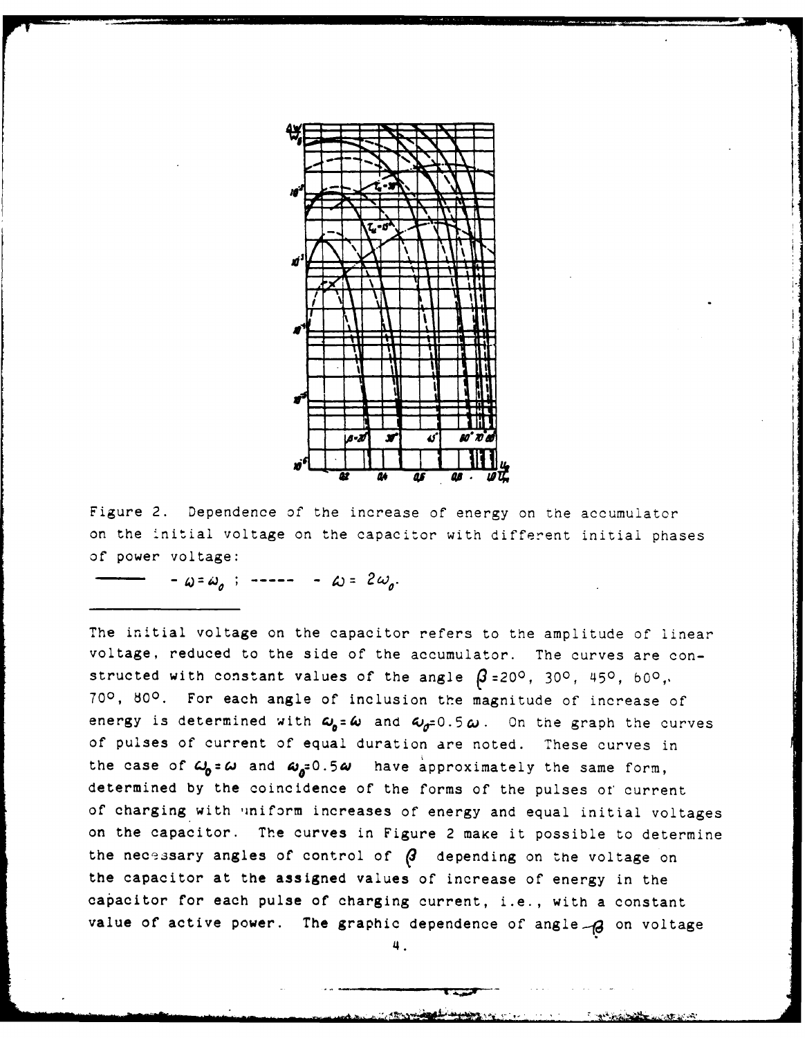Figure 2. Dependence of the increase of energy on the accumulator on the initial voltage on the capacitor with different initial phases of power voltage:

——— - $\omega = \omega_0$ ; ----- - $\omega = 2\omega_0$.

---

The initial voltage on the capacitor refers to the amplitude of linear voltage, reduced to the side of the accumulator. The curves are constructed with constant values of the angle $\beta$=20°, 30°, 45°, 60°, 70°, 80°. For each angle of inclusion the magnitude of increase of energy is determined with $\omega_0 = \omega$ and $\omega_0$=0.5$\omega$. On the graph the curves of pulses of current of equal duration are noted. These curves in the case of $\omega_0 = \omega$ and $\omega_0$=0.5$\omega$ have approximately the same form, determined by the coincidence of the forms of the pulses of current of charging with uniform increases of energy and equal initial voltages on the capacitor. The curves in Figure 2 make it possible to determine the necessary angles of control of $\beta$ depending on the voltage on the capacitor at the assigned values of increase of energy in the capacitor for each pulse of charging current, i.e., with a constant value of active power. The graphic dependence of angle $\beta$ on voltage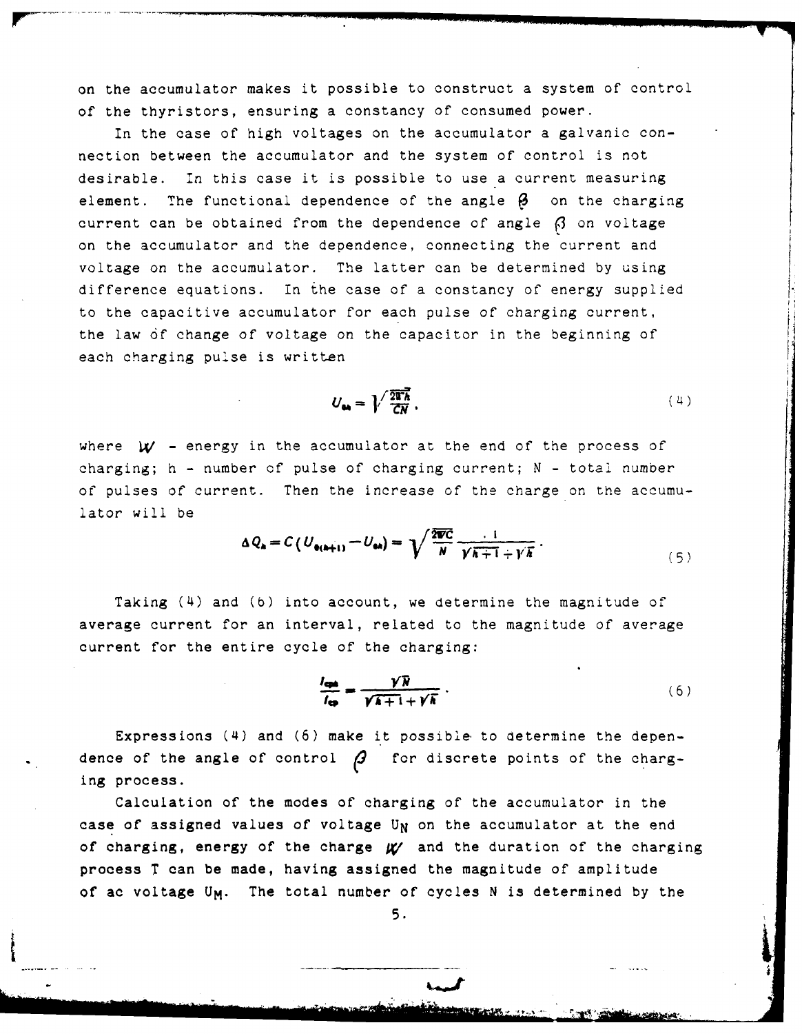on the accumulator makes it possible to construct a system of control of the thyristors, ensuring a constancy of consumed power.

In the case of high voltages on the accumulator a galvanic connection between the accumulator and the system of control is not desirable. In this case it is possible to use a current measuring element. The functional dependence of the angle $\beta$ on the charging current can be obtained from the dependence of angle $\beta$ on voltage on the accumulator and the dependence, connecting the current and voltage on the accumulator. The latter can be determined by using difference equations. In the case of a constancy of energy supplied to the capacitive accumulator for each pulse of charging current, the law of change of voltage on the capacitor in the beginning of each charging pulse is written

$$U_{0k} = \sqrt{\frac{2Wk}{CN}}, \tag{4}$$

where $W$ - energy in the accumulator at the end of the process of charging; h - number of pulse of charging current; N - total number of pulses of current. Then the increase of the charge on the accumulator will be

$$\Delta Q_k = C\left(U_{0(k+1)} - U_{0k}\right) = \sqrt{\frac{2WC}{N}}\,\frac{1}{\sqrt{k+1}+\sqrt{k}}. \tag{5}$$

Taking (4) and (6) into account, we determine the magnitude of average current for an interval, related to the magnitude of average current for the entire cycle of the charging:

$$\frac{I_{cpk}}{I_{cp}} = \frac{\sqrt{N}}{\sqrt{k+1}+\sqrt{k}}. \tag{6}$$

Expressions (4) and (6) make it possible to determine the dependence of the angle of control $\beta$ for discrete points of the charging process.

Calculation of the modes of charging of the accumulator in the case of assigned values of voltage $U_N$ on the accumulator at the end of charging, energy of the charge $W$ and the duration of the charging process T can be made, having assigned the magnitude of amplitude of ac voltage $U_M$. The total number of cycles N is determined by the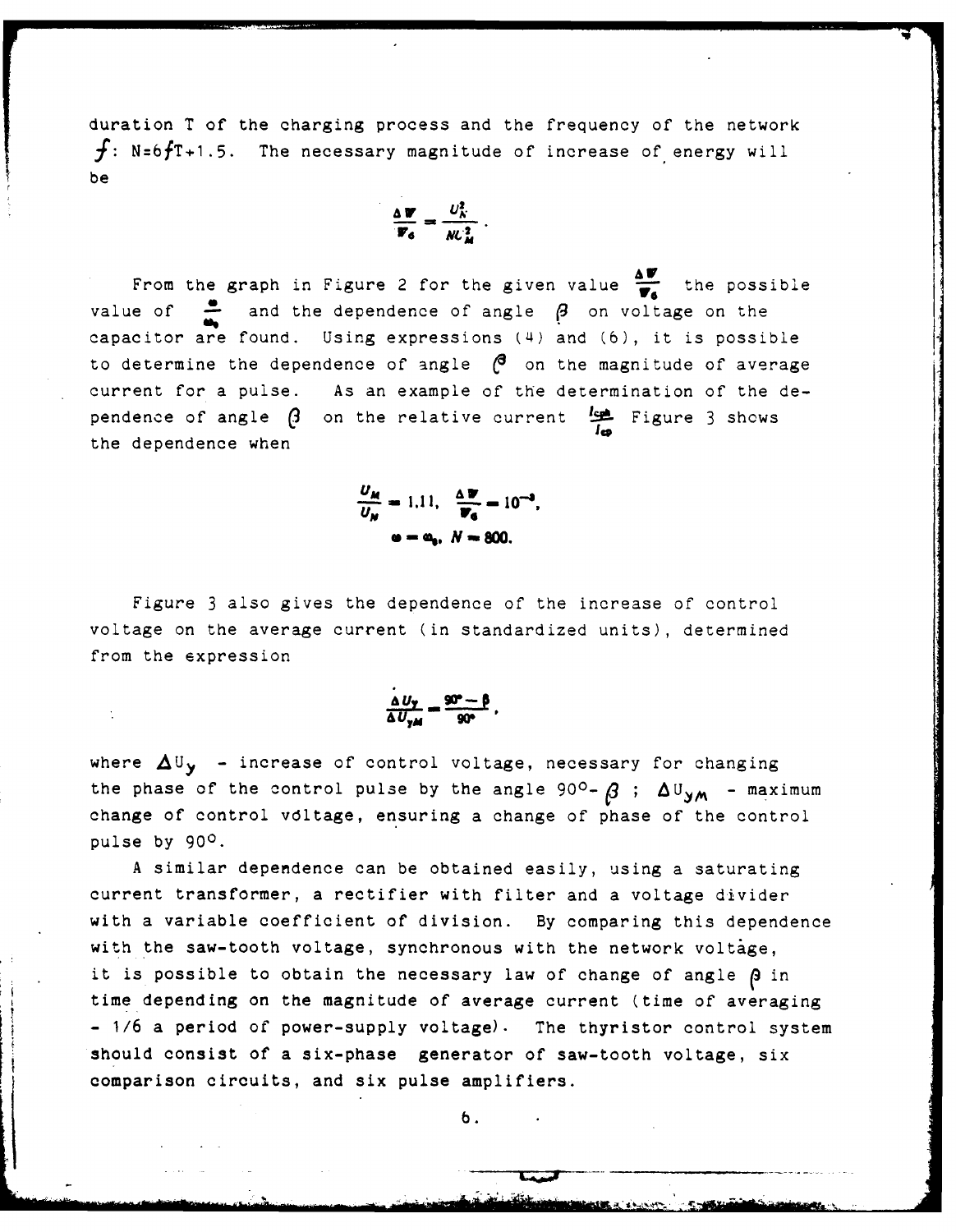duration T of the charging process and the frequency of the network $f$: $N=6fT+1.5$. The necessary magnitude of increase of energy will be

$$\frac{\Delta W}{W_6} = \frac{U_N^2}{NU_M^2}.$$

From the graph in Figure 2 for the given value $\frac{\Delta W}{W_6}$ the possible value of $\frac{\omega}{\omega_0}$ and the dependence of angle $\beta$ on voltage on the capacitor are found. Using expressions (4) and (6), it is possible to determine the dependence of angle $\beta$ on the magnitude of average current for a pulse. As an example of the determination of the dependence of angle $\beta$ on the relative current $\frac{I_{cp}}{I_{cp}}$ Figure 3 shows the dependence when

$$\frac{U_M}{U_N} = 1.11, \quad \frac{\Delta W}{W_6} = 10^{-3},$$
$$\omega = \omega_0, \quad N = 800.$$

Figure 3 also gives the dependence of the increase of control voltage on the average current (in standardized units), determined from the expression

$$\frac{\Delta U_y}{\Delta U_{yM}} = \frac{90^\circ - \beta}{90^\circ},$$

where $\Delta U_y$ - increase of control voltage, necessary for changing the phase of the control pulse by the angle $90^\circ - \beta$ ; $\Delta U_{yM}$ - maximum change of control voltage, ensuring a change of phase of the control pulse by $90^\circ$.

A similar dependence can be obtained easily, using a saturating current transformer, a rectifier with filter and a voltage divider with a variable coefficient of division. By comparing this dependence with the saw-tooth voltage, synchronous with the network voltage, it is possible to obtain the necessary law of change of angle $\beta$ in time depending on the magnitude of average current (time of averaging - 1/6 a period of power-supply voltage). The thyristor control system should consist of a six-phase generator of saw-tooth voltage, six comparison circuits, and six pulse amplifiers.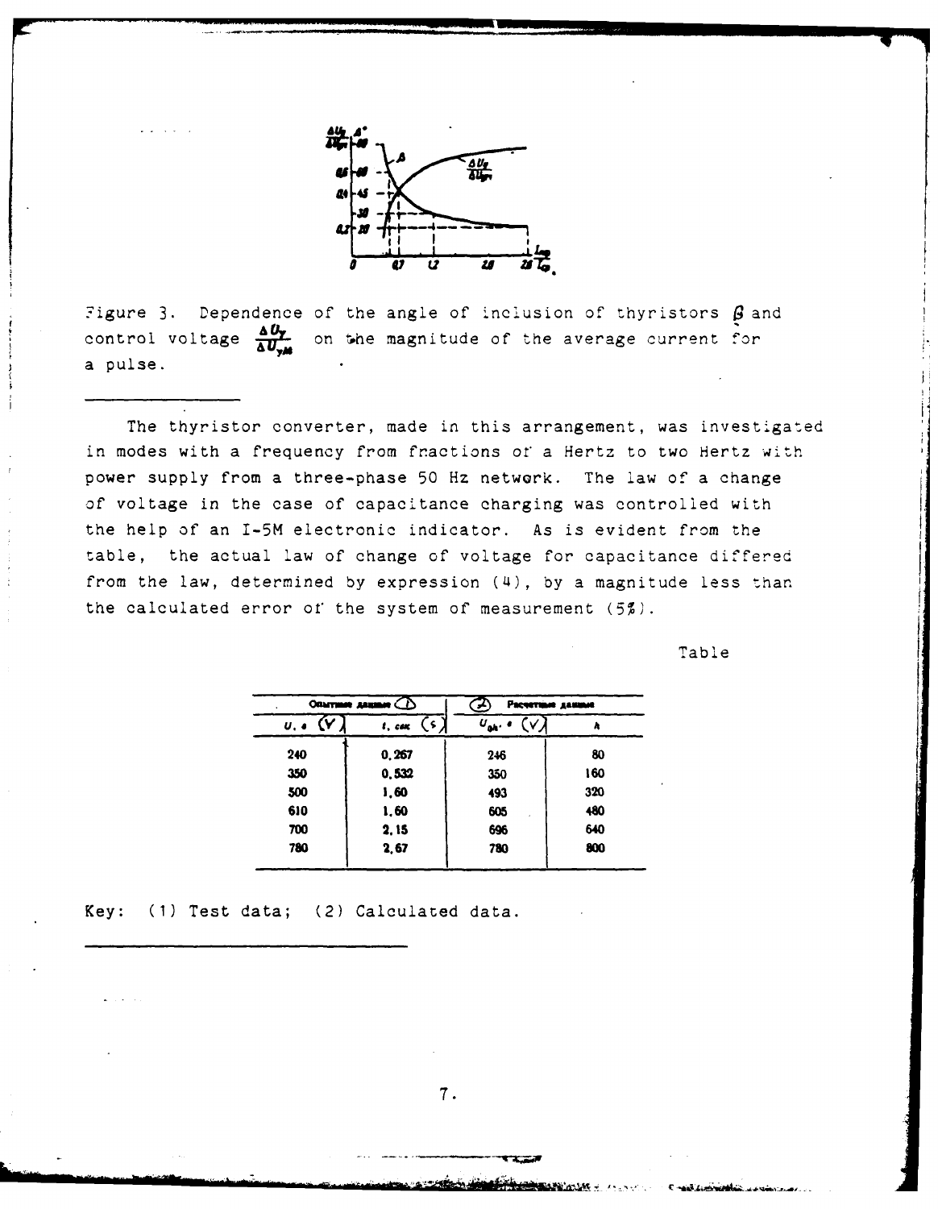Figure 3. Dependence of the angle of inclusion of thyristors $\beta$ and control voltage $\frac{\Delta U_y}{\Delta U_{yM}}$ on the magnitude of the average current for a pulse.

The thyristor converter, made in this arrangement, was investigated in modes with a frequency from fractions of a Hertz to two Hertz with power supply from a three-phase 50 Hz network. The law of a change of voltage in the case of capacitance charging was controlled with the help of an I-5M electronic indicator. As is evident from the table, the actual law of change of voltage for capacitance differed from the law, determined by expression (4), by a magnitude less than the calculated error of the system of measurement (5%).

Table

| Опытные данные (1) | | (2) Расчетные данные | |
|---|---|---|---|
| $U$, в (V) | $t$, сек (s) | $U_{ok}$, в (V) | A |
| 240 | 0,267 | 246 | 80 |
| 350 | 0,532 | 350 | 160 |
| 500 | 1,60 | 493 | 320 |
| 610 | 1,60 | 605 | 480 |
| 700 | 2,15 | 696 | 640 |
| 780 | 2,67 | 780 | 800 |

Key: (1) Test data; (2) Calculated data.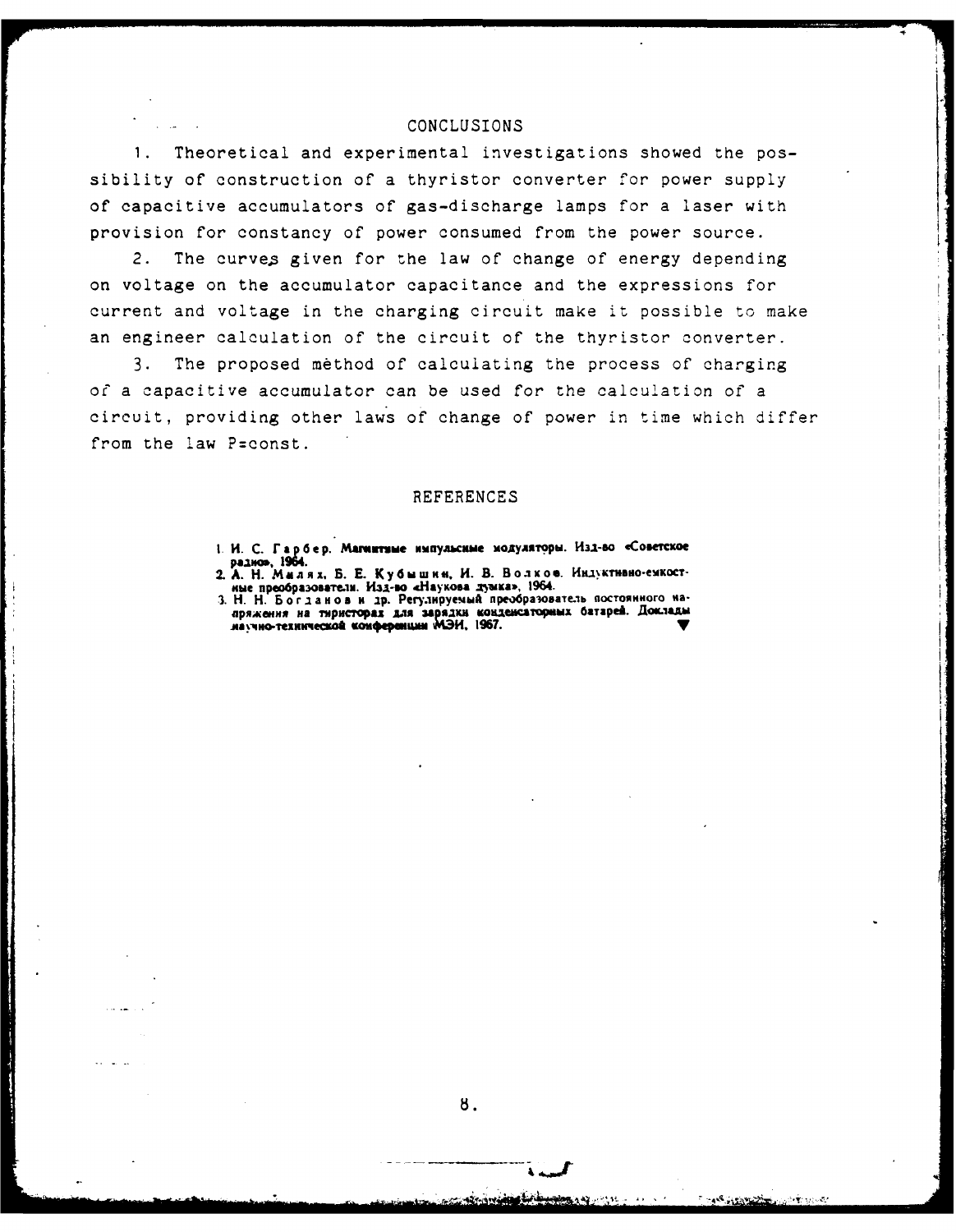## CONCLUSIONS

1. Theoretical and experimental investigations showed the possibility of construction of a thyristor converter for power supply of capacitive accumulators of gas-discharge lamps for a laser with provision for constancy of power consumed from the power source.

2. The curves given for the law of change of energy depending on voltage on the accumulator capacitance and the expressions for current and voltage in the charging circuit make it possible to make an engineer calculation of the circuit of the thyristor converter.

3. The proposed method of calculating the process of charging of a capacitive accumulator can be used for the calculation of a circuit, providing other laws of change of power in time which differ from the law P=const.

## REFERENCES

1. И. С. Гарбер. **Магнитные импульсные модуляторы.** Изд-во «Советское радио», 1964.
2. А. Н. Милях, Б. Е. Кубышкин, И. В. Волков. Индуктивно-емкостные преобразователи. Изд-во «Наукова думка», 1964.
3. Н. Н. Богданов и др. Регулируемый преобразователь постоянного напряжения на тиристорах для зарядки конденсаторных батарей. **Доклады научно-технической конференции МЭИ, 1967.**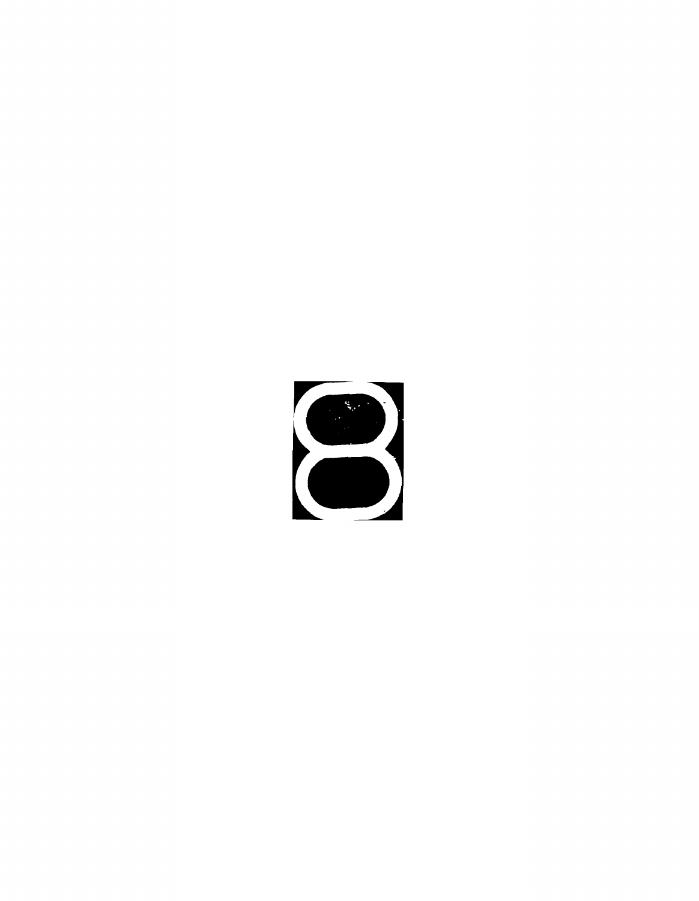8